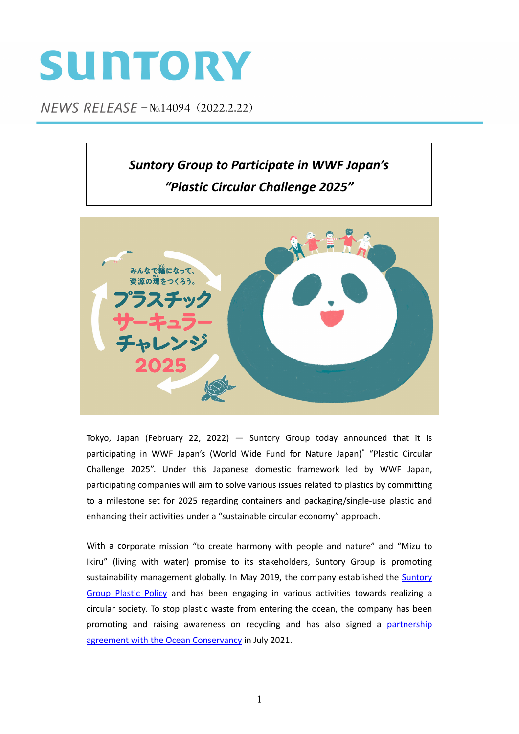SUNTORY

*NEWS RELEASE* – №14094（2022.2.22）

## *Suntory Group to Participate in WWF Japan's "Plastic Circular Challenge 2025"*

Tokyo, Japan (February 22, 2022) — Suntory Group today announced that it is participating in WWF Japan's (World Wide Fund for Nature Japan)* "Plastic Circular Challenge 2025". Under this Japanese domestic framework led by WWF Japan, participating companies will aim to solve various issues related to plastics by committing to a milestone set for 2025 regarding containers and packaging/single-use plastic and enhancing their activities under a "sustainable circular economy" approach.

With a corporate mission "to create harmony with people and nature" and "Mizu to Ikiru" (living with water) promise to its stakeholders, Suntory Group is promoting sustainability management globally. In May 2019, the company established the Suntory Group Plastic Policy and has been engaging in various activities towards realizing a circular society. To stop plastic waste from entering the ocean, the company has been promoting and raising awareness on recycling and has also signed a partnership agreement with the Ocean Conservancy in July 2021.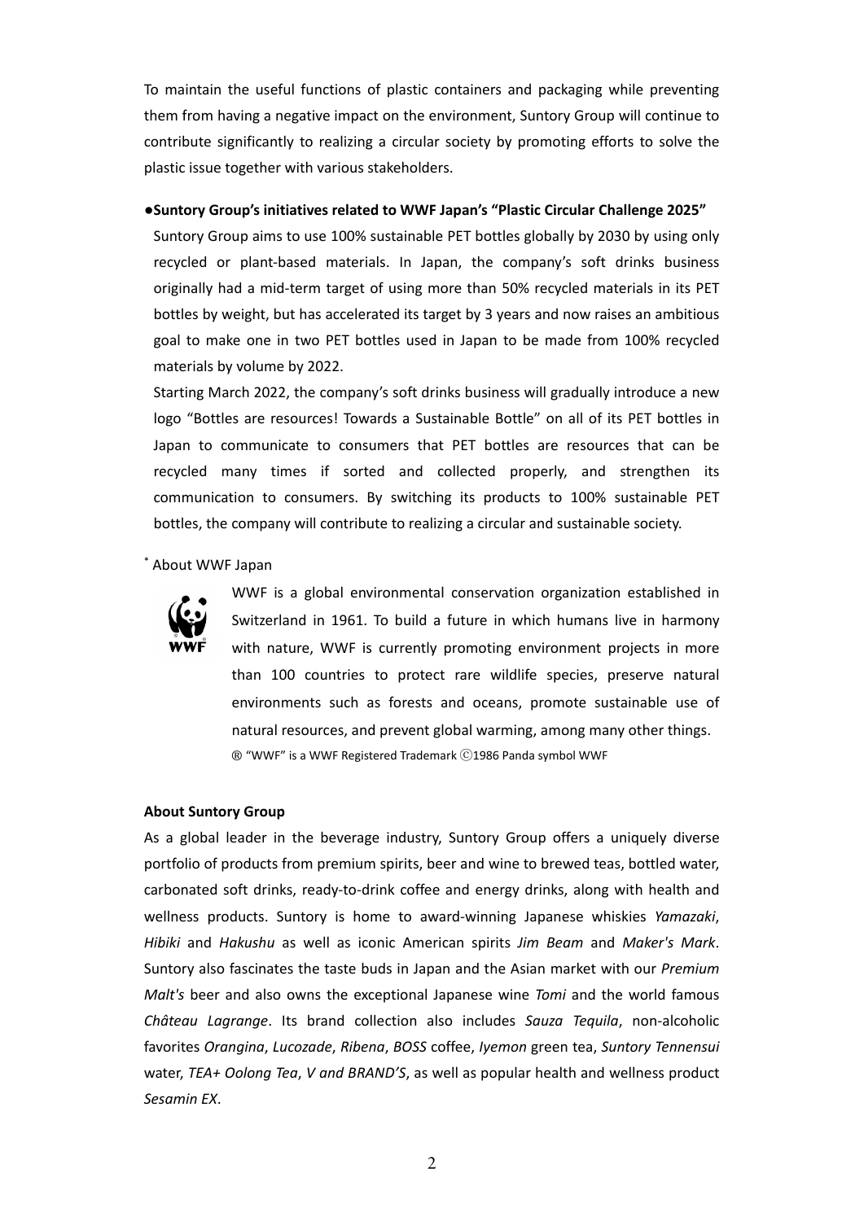To maintain the useful functions of plastic containers and packaging while preventing them from having a negative impact on the environment, Suntory Group will continue to contribute significantly to realizing a circular society by promoting efforts to solve the plastic issue together with various stakeholders.

**●Suntory Group's initiatives related to WWF Japan's "Plastic Circular Challenge 2025"**

Suntory Group aims to use 100% sustainable PET bottles globally by 2030 by using only recycled or plant-based materials. In Japan, the company's soft drinks business originally had a mid-term target of using more than 50% recycled materials in its PET bottles by weight, but has accelerated its target by 3 years and now raises an ambitious goal to make one in two PET bottles used in Japan to be made from 100% recycled materials by volume by 2022.

Starting March 2022, the company's soft drinks business will gradually introduce a new logo "Bottles are resources! Towards a Sustainable Bottle" on all of its PET bottles in Japan to communicate to consumers that PET bottles are resources that can be recycled many times if sorted and collected properly, and strengthen its communication to consumers. By switching its products to 100% sustainable PET bottles, the company will contribute to realizing a circular and sustainable society.

* About WWF Japan

WWF is a global environmental conservation organization established in Switzerland in 1961. To build a future in which humans live in harmony with nature, WWF is currently promoting environment projects in more than 100 countries to protect rare wildlife species, preserve natural environments such as forests and oceans, promote sustainable use of natural resources, and prevent global warming, among many other things.

® "WWF" is a WWF Registered Trademark ©1986 Panda symbol WWF

**About Suntory Group**

As a global leader in the beverage industry, Suntory Group offers a uniquely diverse portfolio of products from premium spirits, beer and wine to brewed teas, bottled water, carbonated soft drinks, ready-to-drink coffee and energy drinks, along with health and wellness products. Suntory is home to award-winning Japanese whiskies *Yamazaki*, *Hibiki* and *Hakushu* as well as iconic American spirits *Jim Beam* and *Maker's Mark*. Suntory also fascinates the taste buds in Japan and the Asian market with our *Premium Malt's* beer and also owns the exceptional Japanese wine *Tomi* and the world famous *Château Lagrange*. Its brand collection also includes *Sauza Tequila*, non-alcoholic favorites *Orangina*, *Lucozade*, *Ribena*, *BOSS* coffee, *Iyemon* green tea, *Suntory Tennensui* water, *TEA+ Oolong Tea*, *V and BRAND'S*, as well as popular health and wellness product *Sesamin EX*.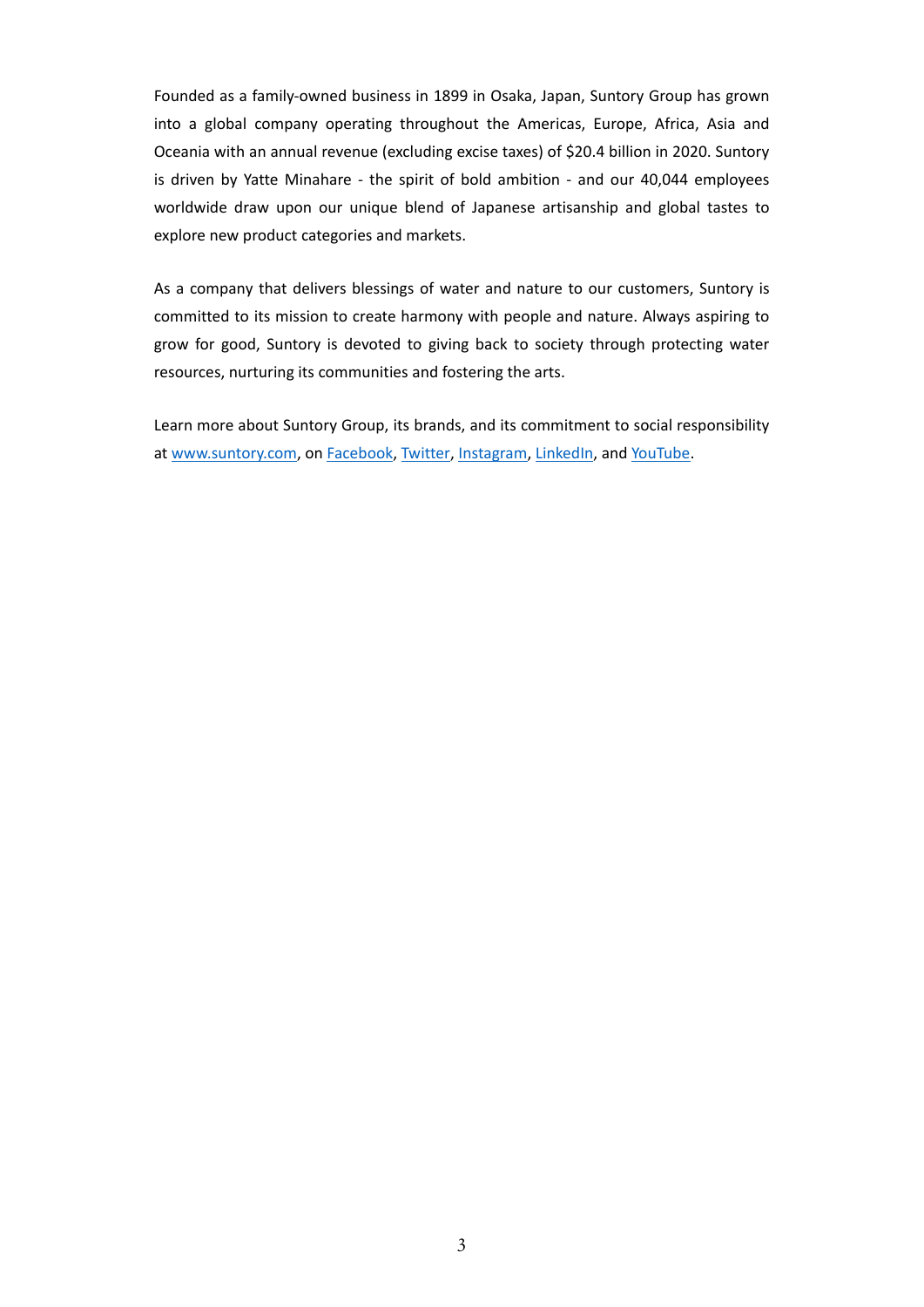Founded as a family-owned business in 1899 in Osaka, Japan, Suntory Group has grown into a global company operating throughout the Americas, Europe, Africa, Asia and Oceania with an annual revenue (excluding excise taxes) of $20.4 billion in 2020. Suntory is driven by Yatte Minahare - the spirit of bold ambition - and our 40,044 employees worldwide draw upon our unique blend of Japanese artisanship and global tastes to explore new product categories and markets.

As a company that delivers blessings of water and nature to our customers, Suntory is committed to its mission to create harmony with people and nature. Always aspiring to grow for good, Suntory is devoted to giving back to society through protecting water resources, nurturing its communities and fostering the arts.

Learn more about Suntory Group, its brands, and its commitment to social responsibility at www.suntory.com, on Facebook, Twitter, Instagram, LinkedIn, and YouTube.